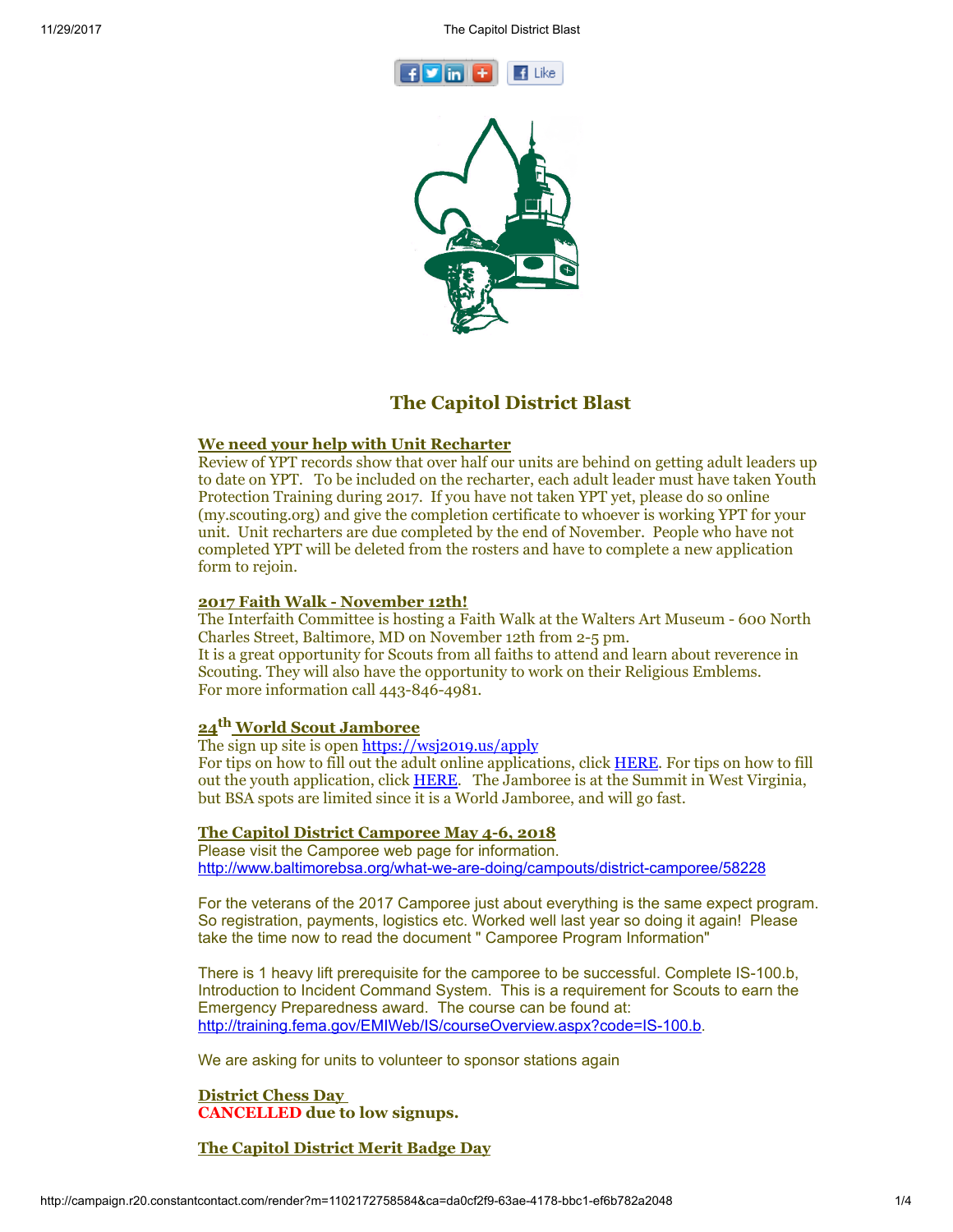# The Capitol District Blast

## We need your help with Unit Recharter

Review of YPT records show that over half our units are behind on getting adult leaders up to date on YPT.   To be included on the recharter, each adult leader must have taken Youth Protection Training during 2017.  If you have not taken YPT yet, please do so online (my.scouting.org) and give the completion certificate to whoever is working YPT for your unit.  Unit recharters are due completed by the end of November.  People who have not completed YPT will be deleted from the rosters and have to complete a new application form to rejoin.

## 2017 Faith Walk - November 12th!

The Interfaith Committee is hosting a Faith Walk at the Walters Art Museum - 600 North Charles Street, Baltimore, MD on November 12th from 2-5 pm.
It is a great opportunity for Scouts from all faiths to attend and learn about reverence in Scouting. They will also have the opportunity to work on their Religious Emblems.
For more information call 443-846-4981.

## 24th World Scout Jamboree

The sign up site is open https://wsj2019.us/apply
For tips on how to fill out the adult online applications, click HERE. For tips on how to fill out the youth application, click HERE.   The Jamboree is at the Summit in West Virginia, but BSA spots are limited since it is a World Jamboree, and will go fast.

## The Capitol District Camporee May 4-6, 2018

Please visit the Camporee web page for information.
http://www.baltimorebsa.org/what-we-are-doing/campouts/district-camporee/58228

For the veterans of the 2017 Camporee just about everything is the same expect program. So registration, payments, logistics etc. Worked well last year so doing it again!  Please take the time now to read the document " Camporee Program Information"

There is 1 heavy lift prerequisite for the camporee to be successful. Complete IS-100.b, Introduction to Incident Command System.  This is a requirement for Scouts to earn the Emergency Preparedness award.  The course can be found at: http://training.fema.gov/EMIWeb/IS/courseOverview.aspx?code=IS-100.b.

We are asking for units to volunteer to sponsor stations again

## District Chess Day

**CANCELLED due to low signups.**

## The Capitol District Merit Badge Day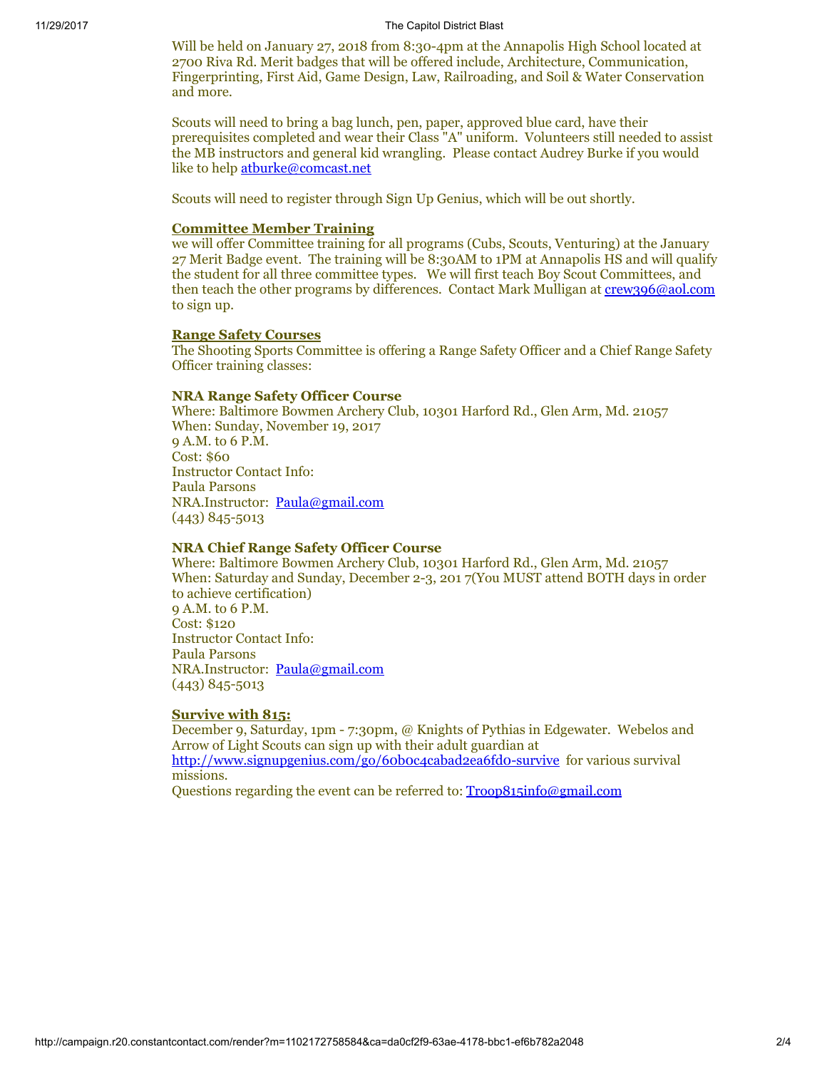Will be held on January 27, 2018 from 8:30-4pm at the Annapolis High School located at 2700 Riva Rd. Merit badges that will be offered include, Architecture, Communication, Fingerprinting, First Aid, Game Design, Law, Railroading, and Soil & Water Conservation and more.

Scouts will need to bring a bag lunch, pen, paper, approved blue card, have their prerequisites completed and wear their Class "A" uniform. Volunteers still needed to assist the MB instructors and general kid wrangling. Please contact Audrey Burke if you would like to help atburke@comcast.net

Scouts will need to register through Sign Up Genius, which will be out shortly.

**Committee Member Training**

we will offer Committee training for all programs (Cubs, Scouts, Venturing) at the January 27 Merit Badge event. The training will be 8:30AM to 1PM at Annapolis HS and will qualify the student for all three committee types. We will first teach Boy Scout Committees, and then teach the other programs by differences. Contact Mark Mulligan at crew396@aol.com to sign up.

**Range Safety Courses**

The Shooting Sports Committee is offering a Range Safety Officer and a Chief Range Safety Officer training classes:

**NRA Range Safety Officer Course**

Where: Baltimore Bowmen Archery Club, 10301 Harford Rd., Glen Arm, Md. 21057
When: Sunday, November 19, 2017
9 A.M. to 6 P.M.
Cost: $60
Instructor Contact Info:
Paula Parsons
NRA.Instructor: Paula@gmail.com
(443) 845-5013

**NRA Chief Range Safety Officer Course**

Where: Baltimore Bowmen Archery Club, 10301 Harford Rd., Glen Arm, Md. 21057
When: Saturday and Sunday, December 2-3, 201 7(You MUST attend BOTH days in order to achieve certification)
9 A.M. to 6 P.M.
Cost: $120
Instructor Contact Info:
Paula Parsons
NRA.Instructor: Paula@gmail.com
(443) 845-5013

**Survive with 815:**

December 9, Saturday, 1pm - 7:30pm, @ Knights of Pythias in Edgewater. Webelos and Arrow of Light Scouts can sign up with their adult guardian at http://www.signupgenius.com/go/60b0c4cabad2ea6fd0-survive for various survival missions.
Questions regarding the event can be referred to: Troop815info@gmail.com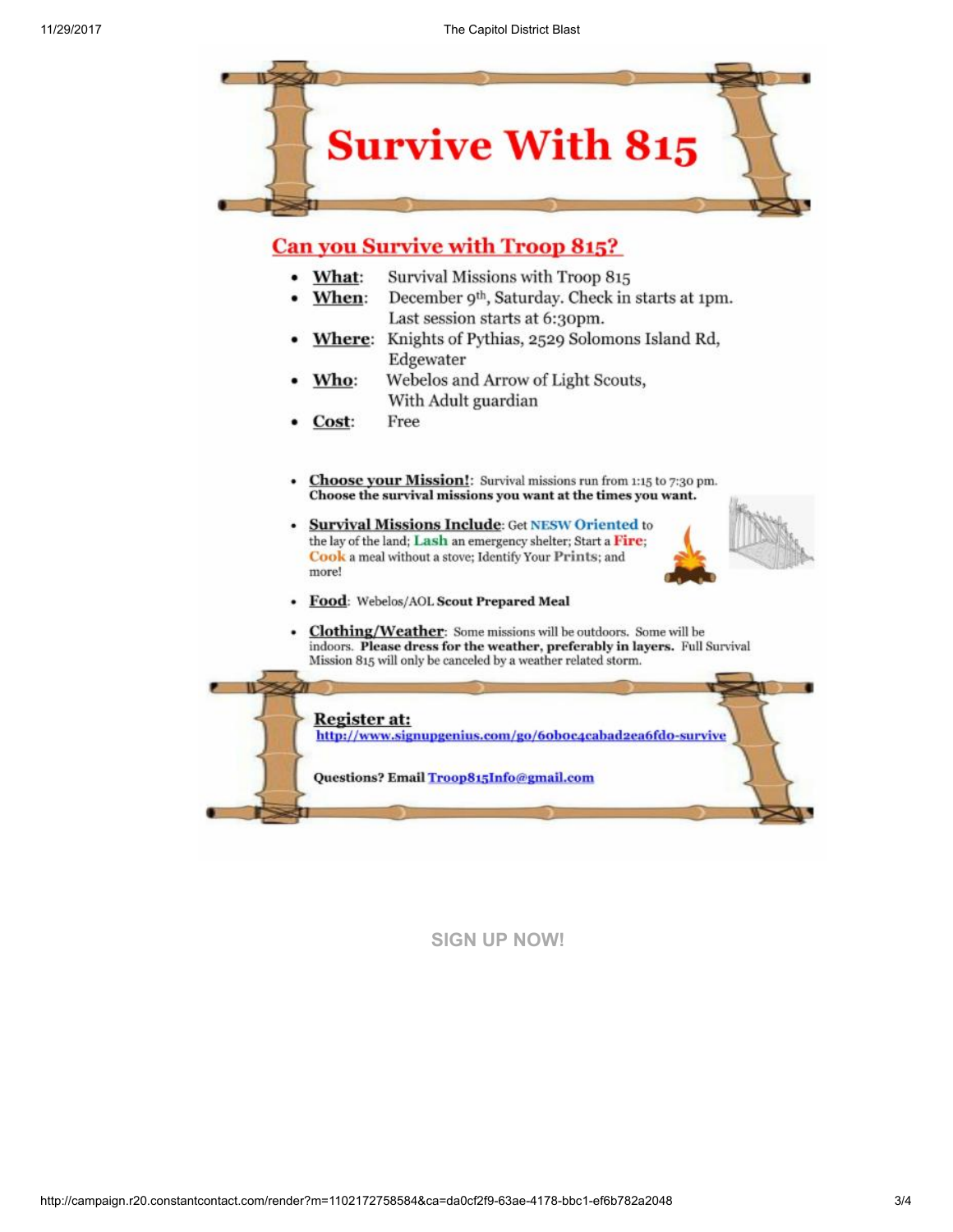# Survive With 815

## Can you Survive with Troop 815?

- **What**: Survival Missions with Troop 815
- **When**: December 9th, Saturday. Check in starts at 1pm. Last session starts at 6:30pm.
- **Where**: Knights of Pythias, 2529 Solomons Island Rd, Edgewater
- **Who**: Webelos and Arrow of Light Scouts, With Adult guardian
- **Cost**: Free

- **Choose your Mission!**: Survival missions run from 1:15 to 7:30 pm. **Choose the survival missions you want at the times you want.**
- **Survival Missions Include**: Get **NESW Oriented** to the lay of the land; **Lash** an emergency shelter; Start a **Fire**; **Cook** a meal without a stove; Identify Your **Prints**; and more!
- **Food**: Webelos/AOL **Scout Prepared Meal**
- **Clothing/Weather**: Some missions will be outdoors. Some will be indoors. **Please dress for the weather, preferably in layers.** Full Survival Mission 815 will only be canceled by a weather related storm.

**Register at:**
http://www.signupgenius.com/go/60b0c4cabad2ea6fd0-survive

**Questions? Email** Troop815Info@gmail.com

**SIGN UP NOW!**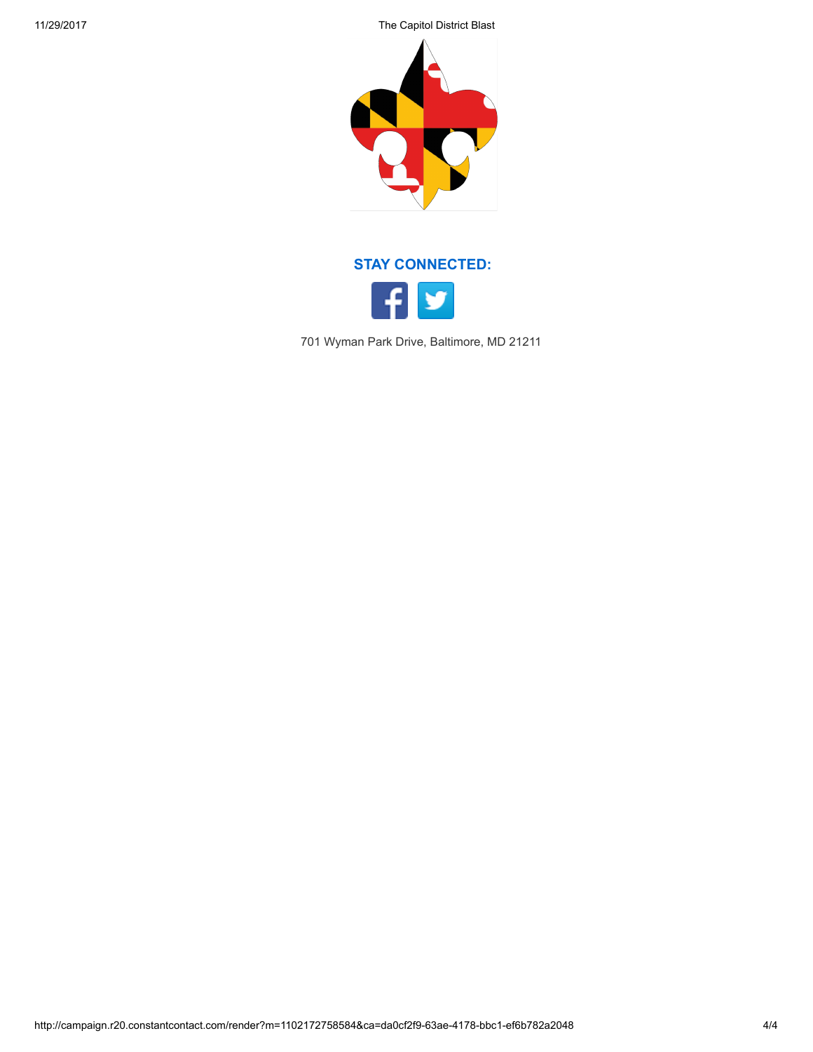**STAY CONNECTED:**

701 Wyman Park Drive, Baltimore, MD 21211